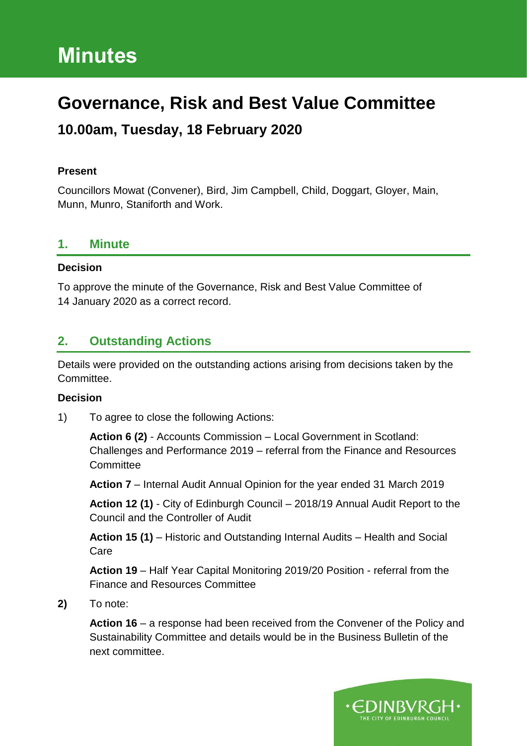# Minutes

## Governance, Risk and Best Value Committee

### 10.00am, Tuesday, 18 February 2020

**Present**

Councillors Mowat (Convener), Bird, Jim Campbell, Child, Doggart, Gloyer, Main, Munn, Munro, Staniforth and Work.

## 1. Minute

**Decision**

To approve the minute of the Governance, Risk and Best Value Committee of 14 January 2020 as a correct record.

## 2. Outstanding Actions

Details were provided on the outstanding actions arising from decisions taken by the Committee.

**Decision**

1) To agree to close the following Actions:

   **Action 6 (2)** - Accounts Commission – Local Government in Scotland: Challenges and Performance 2019 – referral from the Finance and Resources Committee

   **Action 7** – Internal Audit Annual Opinion for the year ended 31 March 2019

   **Action 12 (1)** - City of Edinburgh Council – 2018/19 Annual Audit Report to the Council and the Controller of Audit

   **Action 15 (1)** – Historic and Outstanding Internal Audits – Health and Social Care

   **Action 19** – Half Year Capital Monitoring 2019/20 Position - referral from the Finance and Resources Committee

**2)** To note:

   **Action 16** – a response had been received from the Convener of the Policy and Sustainability Committee and details would be in the Business Bulletin of the next committee.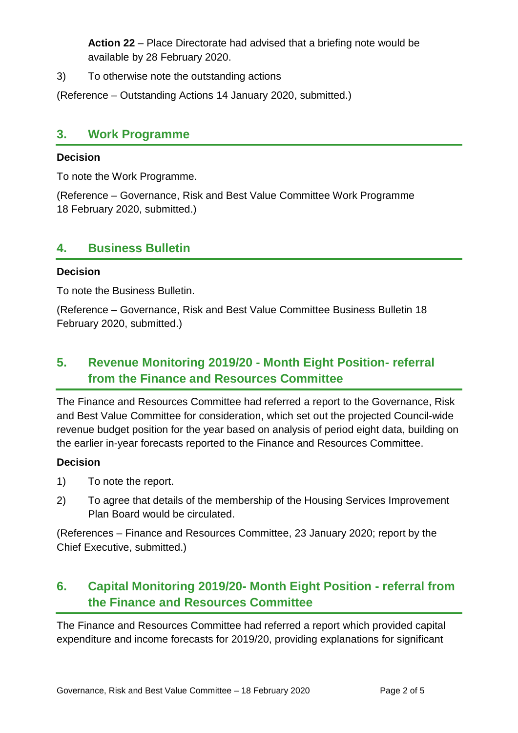**Action 22** – Place Directorate had advised that a briefing note would be available by 28 February 2020.

3) To otherwise note the outstanding actions

(Reference – Outstanding Actions 14 January 2020, submitted.)

## 3. Work Programme

**Decision**

To note the Work Programme.

(Reference – Governance, Risk and Best Value Committee Work Programme 18 February 2020, submitted.)

## 4. Business Bulletin

**Decision**

To note the Business Bulletin.

(Reference – Governance, Risk and Best Value Committee Business Bulletin 18 February 2020, submitted.)

## 5. Revenue Monitoring 2019/20 - Month Eight Position- referral from the Finance and Resources Committee

The Finance and Resources Committee had referred a report to the Governance, Risk and Best Value Committee for consideration, which set out the projected Council-wide revenue budget position for the year based on analysis of period eight data, building on the earlier in-year forecasts reported to the Finance and Resources Committee.

**Decision**

1) To note the report.

2) To agree that details of the membership of the Housing Services Improvement Plan Board would be circulated.

(References – Finance and Resources Committee, 23 January 2020; report by the Chief Executive, submitted.)

## 6. Capital Monitoring 2019/20- Month Eight Position - referral from the Finance and Resources Committee

The Finance and Resources Committee had referred a report which provided capital expenditure and income forecasts for 2019/20, providing explanations for significant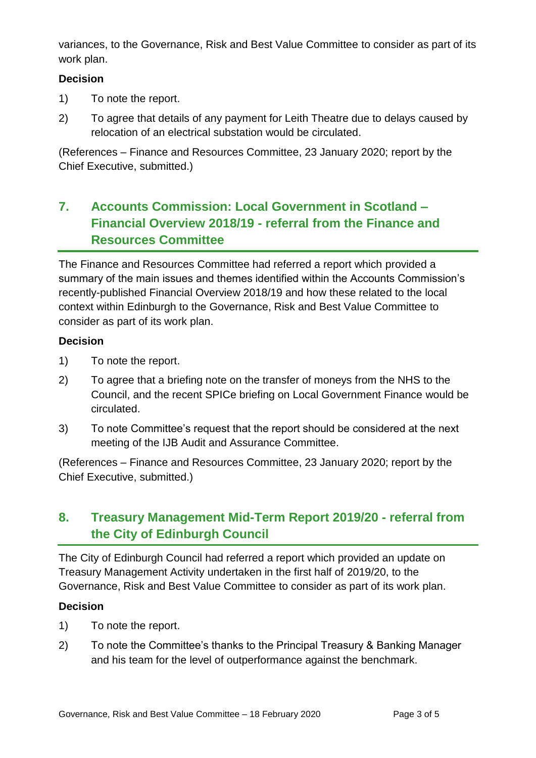variances, to the Governance, Risk and Best Value Committee to consider as part of its work plan.

**Decision**

1) To note the report.
2) To agree that details of any payment for Leith Theatre due to delays caused by relocation of an electrical substation would be circulated.

(References – Finance and Resources Committee, 23 January 2020; report by the Chief Executive, submitted.)

## 7. Accounts Commission: Local Government in Scotland – Financial Overview 2018/19 - referral from the Finance and Resources Committee

The Finance and Resources Committee had referred a report which provided a summary of the main issues and themes identified within the Accounts Commission's recently-published Financial Overview 2018/19 and how these related to the local context within Edinburgh to the Governance, Risk and Best Value Committee to consider as part of its work plan.

**Decision**

1) To note the report.
2) To agree that a briefing note on the transfer of moneys from the NHS to the Council, and the recent SPICe briefing on Local Government Finance would be circulated.
3) To note Committee's request that the report should be considered at the next meeting of the IJB Audit and Assurance Committee.

(References – Finance and Resources Committee, 23 January 2020; report by the Chief Executive, submitted.)

## 8. Treasury Management Mid-Term Report 2019/20 - referral from the City of Edinburgh Council

The City of Edinburgh Council had referred a report which provided an update on Treasury Management Activity undertaken in the first half of 2019/20, to the Governance, Risk and Best Value Committee to consider as part of its work plan.

**Decision**

1) To note the report.
2) To note the Committee's thanks to the Principal Treasury & Banking Manager and his team for the level of outperformance against the benchmark.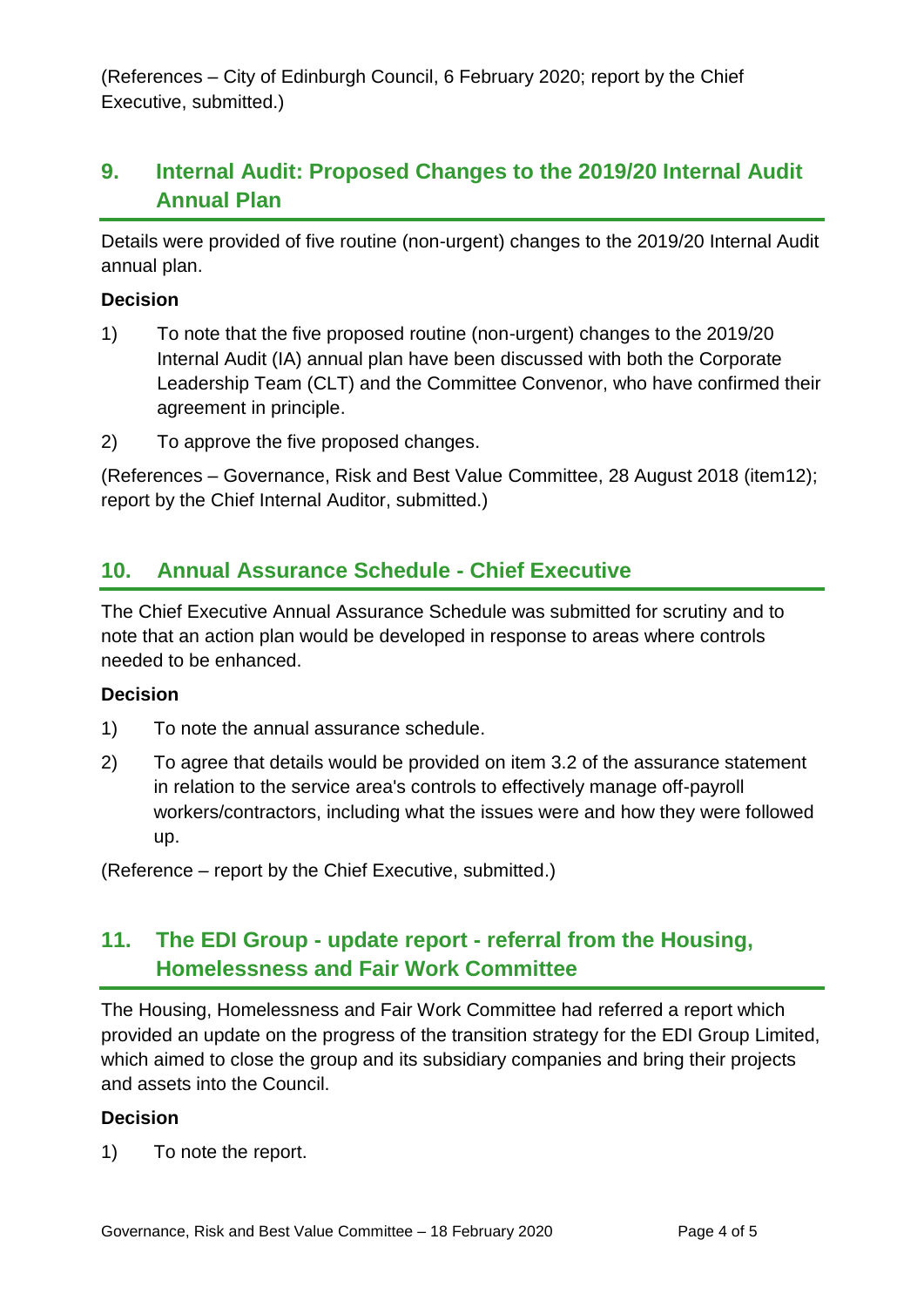(References – City of Edinburgh Council, 6 February 2020; report by the Chief Executive, submitted.)

## 9. Internal Audit: Proposed Changes to the 2019/20 Internal Audit Annual Plan

Details were provided of five routine (non-urgent) changes to the 2019/20 Internal Audit annual plan.

**Decision**

1) To note that the five proposed routine (non-urgent) changes to the 2019/20 Internal Audit (IA) annual plan have been discussed with both the Corporate Leadership Team (CLT) and the Committee Convenor, who have confirmed their agreement in principle.

2) To approve the five proposed changes.

(References – Governance, Risk and Best Value Committee, 28 August 2018 (item12); report by the Chief Internal Auditor, submitted.)

## 10. Annual Assurance Schedule - Chief Executive

The Chief Executive Annual Assurance Schedule was submitted for scrutiny and to note that an action plan would be developed in response to areas where controls needed to be enhanced.

**Decision**

1) To note the annual assurance schedule.

2) To agree that details would be provided on item 3.2 of the assurance statement in relation to the service area's controls to effectively manage off-payroll workers/contractors, including what the issues were and how they were followed up.

(Reference – report by the Chief Executive, submitted.)

## 11. The EDI Group - update report - referral from the Housing, Homelessness and Fair Work Committee

The Housing, Homelessness and Fair Work Committee had referred a report which provided an update on the progress of the transition strategy for the EDI Group Limited, which aimed to close the group and its subsidiary companies and bring their projects and assets into the Council.

**Decision**

1) To note the report.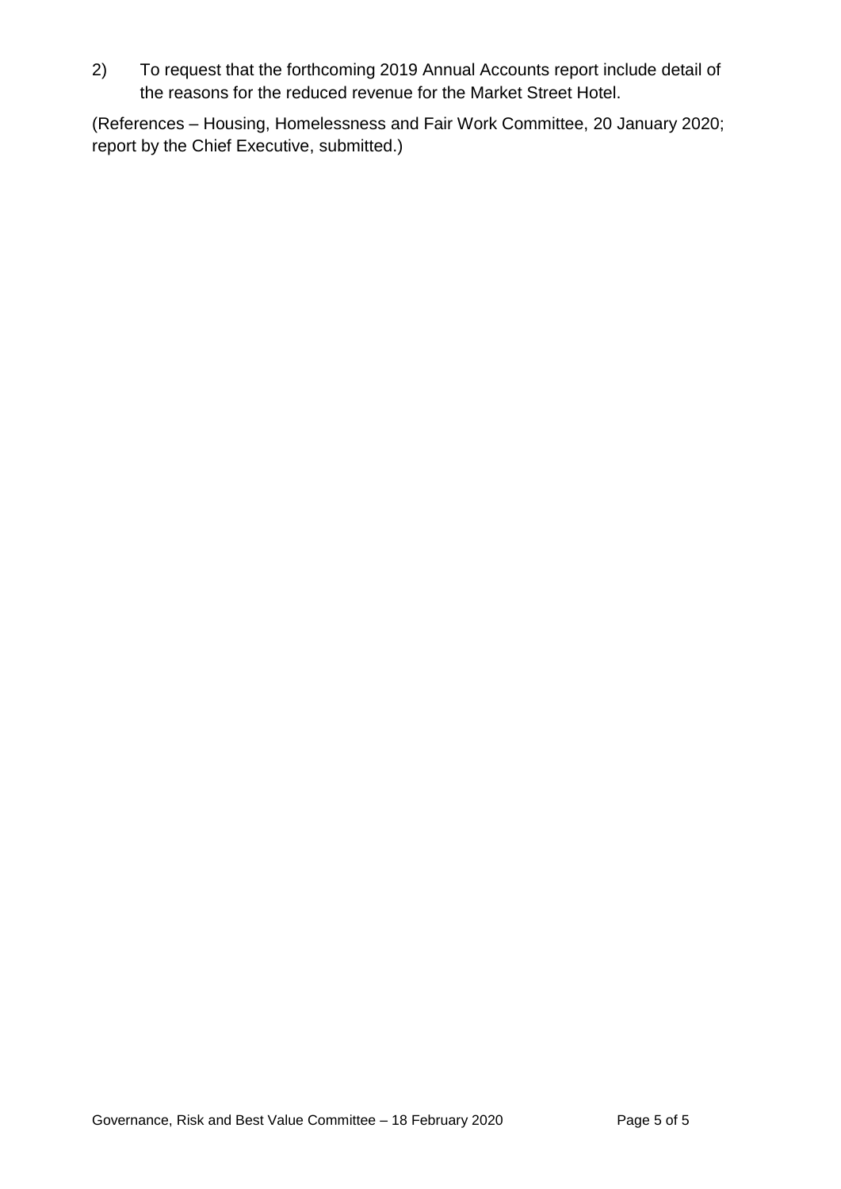2) To request that the forthcoming 2019 Annual Accounts report include detail of the reasons for the reduced revenue for the Market Street Hotel.

(References – Housing, Homelessness and Fair Work Committee, 20 January 2020; report by the Chief Executive, submitted.)